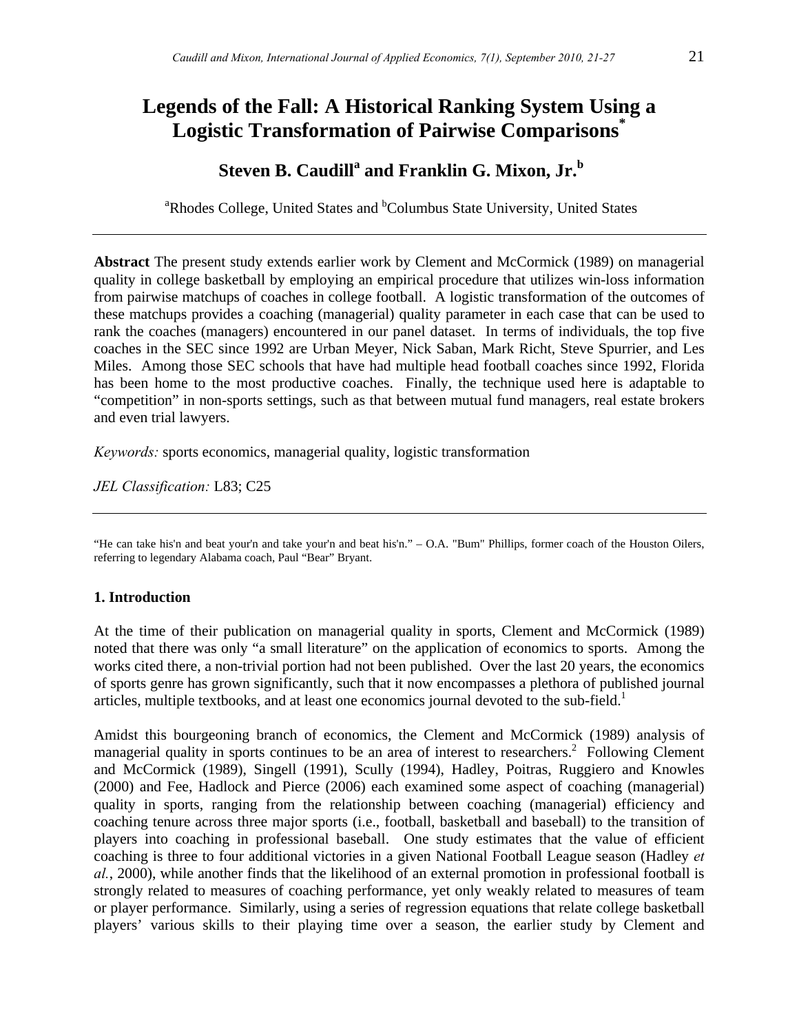# Legends of the Fall: A Historical Ranking System Using a Logistic Transformation of Pairwise Comparisons[*]

## Steven B. Caudill[a] and Franklin G. Mixon, Jr.[b]

[a]Rhodes College, United States and [b]Columbus State University, United States

---

**Abstract** The present study extends earlier work by Clement and McCormick (1989) on managerial quality in college basketball by employing an empirical procedure that utilizes win-loss information from pairwise matchups of coaches in college football. A logistic transformation of the outcomes of these matchups provides a coaching (managerial) quality parameter in each case that can be used to rank the coaches (managers) encountered in our panel dataset. In terms of individuals, the top five coaches in the SEC since 1992 are Urban Meyer, Nick Saban, Mark Richt, Steve Spurrier, and Les Miles. Among those SEC schools that have had multiple head football coaches since 1992, Florida has been home to the most productive coaches. Finally, the technique used here is adaptable to "competition" in non-sports settings, such as that between mutual fund managers, real estate brokers and even trial lawyers.

*Keywords:* sports economics, managerial quality, logistic transformation

*JEL Classification:* L83; C25

---

"He can take his'n and beat your'n and take your'n and beat his'n." – O.A. "Bum" Phillips, former coach of the Houston Oilers, referring to legendary Alabama coach, Paul "Bear" Bryant.

### 1. Introduction

At the time of their publication on managerial quality in sports, Clement and McCormick (1989) noted that there was only "a small literature" on the application of economics to sports. Among the works cited there, a non-trivial portion had not been published. Over the last 20 years, the economics of sports genre has grown significantly, such that it now encompasses a plethora of published journal articles, multiple textbooks, and at least one economics journal devoted to the sub-field.[1]

Amidst this bourgeoning branch of economics, the Clement and McCormick (1989) analysis of managerial quality in sports continues to be an area of interest to researchers.[2] Following Clement and McCormick (1989), Singell (1991), Scully (1994), Hadley, Poitras, Ruggiero and Knowles (2000) and Fee, Hadlock and Pierce (2006) each examined some aspect of coaching (managerial) quality in sports, ranging from the relationship between coaching (managerial) efficiency and coaching tenure across three major sports (i.e., football, basketball and baseball) to the transition of players into coaching in professional baseball. One study estimates that the value of efficient coaching is three to four additional victories in a given National Football League season (Hadley *et al.*, 2000), while another finds that the likelihood of an external promotion in professional football is strongly related to measures of coaching performance, yet only weakly related to measures of team or player performance. Similarly, using a series of regression equations that relate college basketball players' various skills to their playing time over a season, the earlier study by Clement and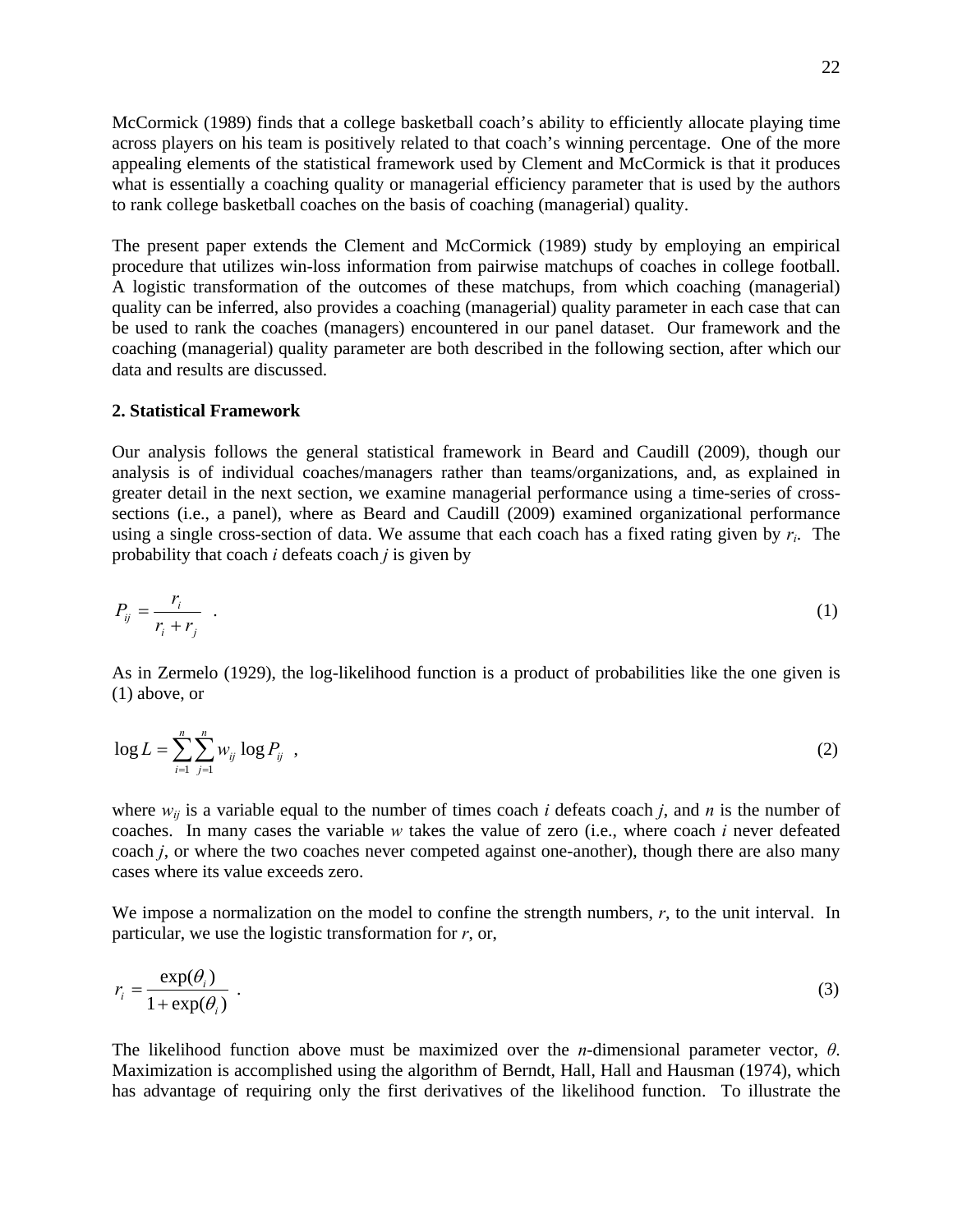McCormick (1989) finds that a college basketball coach's ability to efficiently allocate playing time across players on his team is positively related to that coach's winning percentage. One of the more appealing elements of the statistical framework used by Clement and McCormick is that it produces what is essentially a coaching quality or managerial efficiency parameter that is used by the authors to rank college basketball coaches on the basis of coaching (managerial) quality.

The present paper extends the Clement and McCormick (1989) study by employing an empirical procedure that utilizes win-loss information from pairwise matchups of coaches in college football. A logistic transformation of the outcomes of these matchups, from which coaching (managerial) quality can be inferred, also provides a coaching (managerial) quality parameter in each case that can be used to rank the coaches (managers) encountered in our panel dataset. Our framework and the coaching (managerial) quality parameter are both described in the following section, after which our data and results are discussed.

## 2. Statistical Framework

Our analysis follows the general statistical framework in Beard and Caudill (2009), though our analysis is of individual coaches/managers rather than teams/organizations, and, as explained in greater detail in the next section, we examine managerial performance using a time-series of cross-sections (i.e., a panel), where as Beard and Caudill (2009) examined organizational performance using a single cross-section of data. We assume that each coach has a fixed rating given by $r_i$. The probability that coach *i* defeats coach *j* is given by

$$P_{ij} = \frac{r_i}{r_i + r_j} \quad . \tag{1}$$

As in Zermelo (1929), the log-likelihood function is a product of probabilities like the one given is (1) above, or

$$\log L = \sum_{i=1}^{n} \sum_{j=1}^{n} w_{ij} \log P_{ij} \quad , \tag{2}$$

where $w_{ij}$ is a variable equal to the number of times coach *i* defeats coach *j*, and *n* is the number of coaches. In many cases the variable *w* takes the value of zero (i.e., where coach *i* never defeated coach *j*, or where the two coaches never competed against one-another), though there are also many cases where its value exceeds zero.

We impose a normalization on the model to confine the strength numbers, *r*, to the unit interval. In particular, we use the logistic transformation for *r*, or,

$$r_i = \frac{\exp(\theta_i)}{1 + \exp(\theta_i)} \quad . \tag{3}$$

The likelihood function above must be maximized over the *n*-dimensional parameter vector, $\theta$. Maximization is accomplished using the algorithm of Berndt, Hall, Hall and Hausman (1974), which has advantage of requiring only the first derivatives of the likelihood function. To illustrate the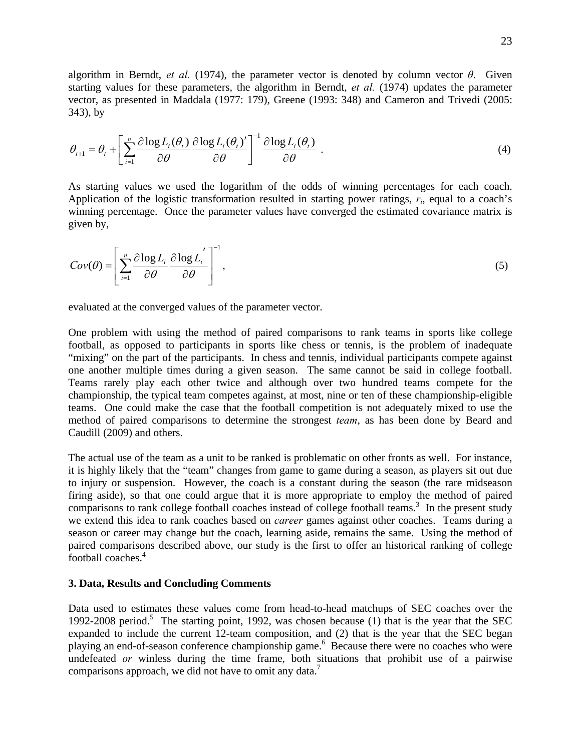algorithm in Berndt, *et al.* (1974), the parameter vector is denoted by column vector $\theta$. Given starting values for these parameters, the algorithm in Berndt, *et al.* (1974) updates the parameter vector, as presented in Maddala (1977: 179), Greene (1993: 348) and Cameron and Trivedi (2005: 343), by

$$\theta_{t+1} = \theta_t + \left[ \sum_{i=1}^{n} \frac{\partial \log L_i(\theta_t)}{\partial \theta} \frac{\partial \log L_i(\theta_t)'}{\partial \theta} \right]^{-1} \frac{\partial \log L_i(\theta_t)}{\partial \theta} \quad . \tag{4}$$

As starting values we used the logarithm of the odds of winning percentages for each coach. Application of the logistic transformation resulted in starting power ratings, $r_i$, equal to a coach's winning percentage. Once the parameter values have converged the estimated covariance matrix is given by,

$$Cov(\theta) = \left[ \sum_{i=1}^{n} \frac{\partial \log L_i}{\partial \theta} \frac{\partial \log L_i}{\partial \theta}' \right]^{-1} , \tag{5}$$

evaluated at the converged values of the parameter vector.

One problem with using the method of paired comparisons to rank teams in sports like college football, as opposed to participants in sports like chess or tennis, is the problem of inadequate "mixing" on the part of the participants. In chess and tennis, individual participants compete against one another multiple times during a given season. The same cannot be said in college football. Teams rarely play each other twice and although over two hundred teams compete for the championship, the typical team competes against, at most, nine or ten of these championship-eligible teams. One could make the case that the football competition is not adequately mixed to use the method of paired comparisons to determine the strongest *team*, as has been done by Beard and Caudill (2009) and others.

The actual use of the team as a unit to be ranked is problematic on other fronts as well. For instance, it is highly likely that the "team" changes from game to game during a season, as players sit out due to injury or suspension. However, the coach is a constant during the season (the rare midseason firing aside), so that one could argue that it is more appropriate to employ the method of paired comparisons to rank college football coaches instead of college football teams.[3] In the present study we extend this idea to rank coaches based on *career* games against other coaches. Teams during a season or career may change but the coach, learning aside, remains the same. Using the method of paired comparisons described above, our study is the first to offer an historical ranking of college football coaches.[4]

## 3. Data, Results and Concluding Comments

Data used to estimates these values come from head-to-head matchups of SEC coaches over the 1992-2008 period.[5] The starting point, 1992, was chosen because (1) that is the year that the SEC expanded to include the current 12-team composition, and (2) that is the year that the SEC began playing an end-of-season conference championship game.[6] Because there were no coaches who were undefeated *or* winless during the time frame, both situations that prohibit use of a pairwise comparisons approach, we did not have to omit any data.[7]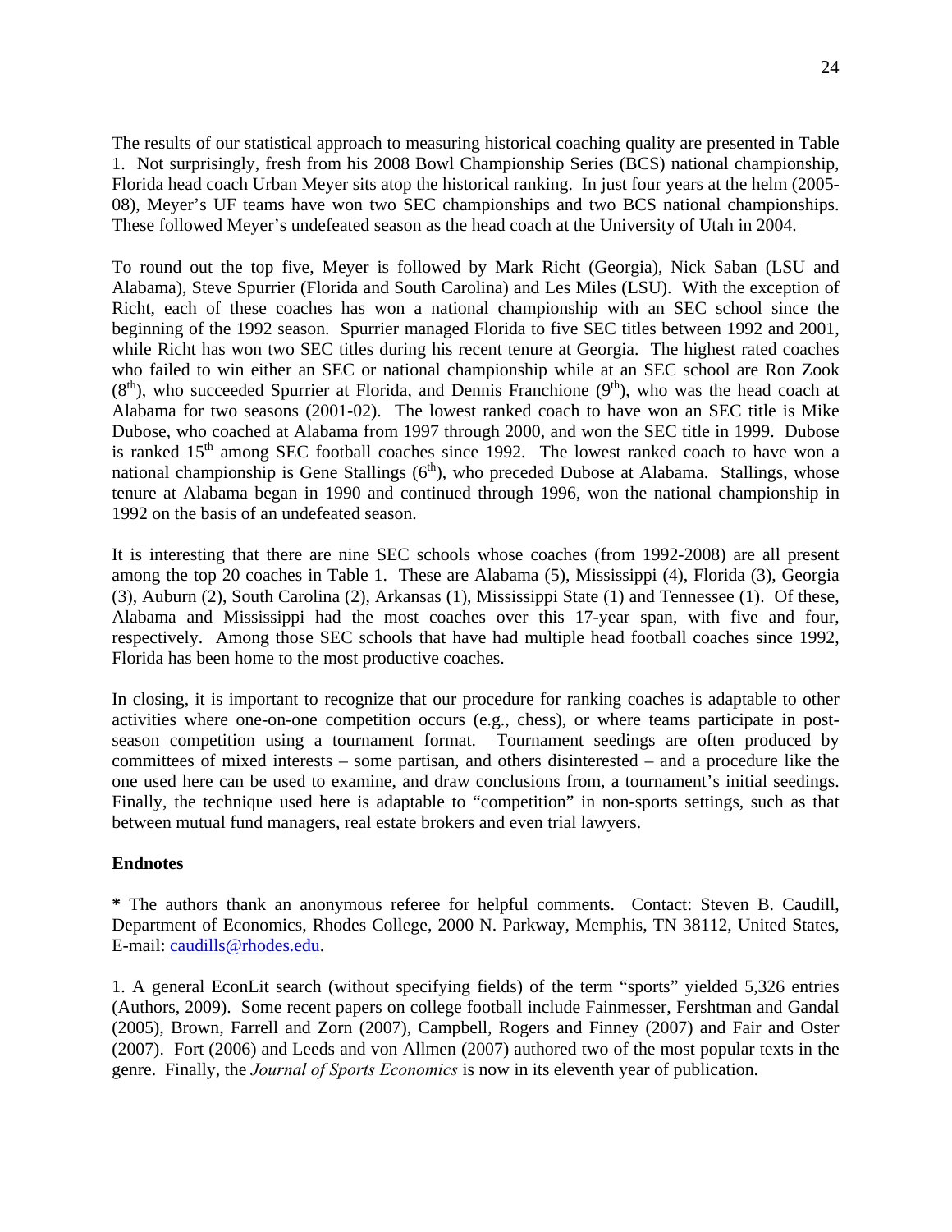The results of our statistical approach to measuring historical coaching quality are presented in Table 1. Not surprisingly, fresh from his 2008 Bowl Championship Series (BCS) national championship, Florida head coach Urban Meyer sits atop the historical ranking. In just four years at the helm (2005-08), Meyer's UF teams have won two SEC championships and two BCS national championships. These followed Meyer's undefeated season as the head coach at the University of Utah in 2004.

To round out the top five, Meyer is followed by Mark Richt (Georgia), Nick Saban (LSU and Alabama), Steve Spurrier (Florida and South Carolina) and Les Miles (LSU). With the exception of Richt, each of these coaches has won a national championship with an SEC school since the beginning of the 1992 season. Spurrier managed Florida to five SEC titles between 1992 and 2001, while Richt has won two SEC titles during his recent tenure at Georgia. The highest rated coaches who failed to win either an SEC or national championship while at an SEC school are Ron Zook (8th), who succeeded Spurrier at Florida, and Dennis Franchione (9th), who was the head coach at Alabama for two seasons (2001-02). The lowest ranked coach to have won an SEC title is Mike Dubose, who coached at Alabama from 1997 through 2000, and won the SEC title in 1999. Dubose is ranked 15th among SEC football coaches since 1992. The lowest ranked coach to have won a national championship is Gene Stallings (6th), who preceded Dubose at Alabama. Stallings, whose tenure at Alabama began in 1990 and continued through 1996, won the national championship in 1992 on the basis of an undefeated season.

It is interesting that there are nine SEC schools whose coaches (from 1992-2008) are all present among the top 20 coaches in Table 1. These are Alabama (5), Mississippi (4), Florida (3), Georgia (3), Auburn (2), South Carolina (2), Arkansas (1), Mississippi State (1) and Tennessee (1). Of these, Alabama and Mississippi had the most coaches over this 17-year span, with five and four, respectively. Among those SEC schools that have had multiple head football coaches since 1992, Florida has been home to the most productive coaches.

In closing, it is important to recognize that our procedure for ranking coaches is adaptable to other activities where one-on-one competition occurs (e.g., chess), or where teams participate in post-season competition using a tournament format. Tournament seedings are often produced by committees of mixed interests – some partisan, and others disinterested – and a procedure like the one used here can be used to examine, and draw conclusions from, a tournament's initial seedings. Finally, the technique used here is adaptable to "competition" in non-sports settings, such as that between mutual fund managers, real estate brokers and even trial lawyers.

**Endnotes**

**\*** The authors thank an anonymous referee for helpful comments. Contact: Steven B. Caudill, Department of Economics, Rhodes College, 2000 N. Parkway, Memphis, TN 38112, United States, E-mail: caudills@rhodes.edu.

1. A general EconLit search (without specifying fields) of the term "sports" yielded 5,326 entries (Authors, 2009). Some recent papers on college football include Fainmesser, Fershtman and Gandal (2005), Brown, Farrell and Zorn (2007), Campbell, Rogers and Finney (2007) and Fair and Oster (2007). Fort (2006) and Leeds and von Allmen (2007) authored two of the most popular texts in the genre. Finally, the *Journal of Sports Economics* is now in its eleventh year of publication.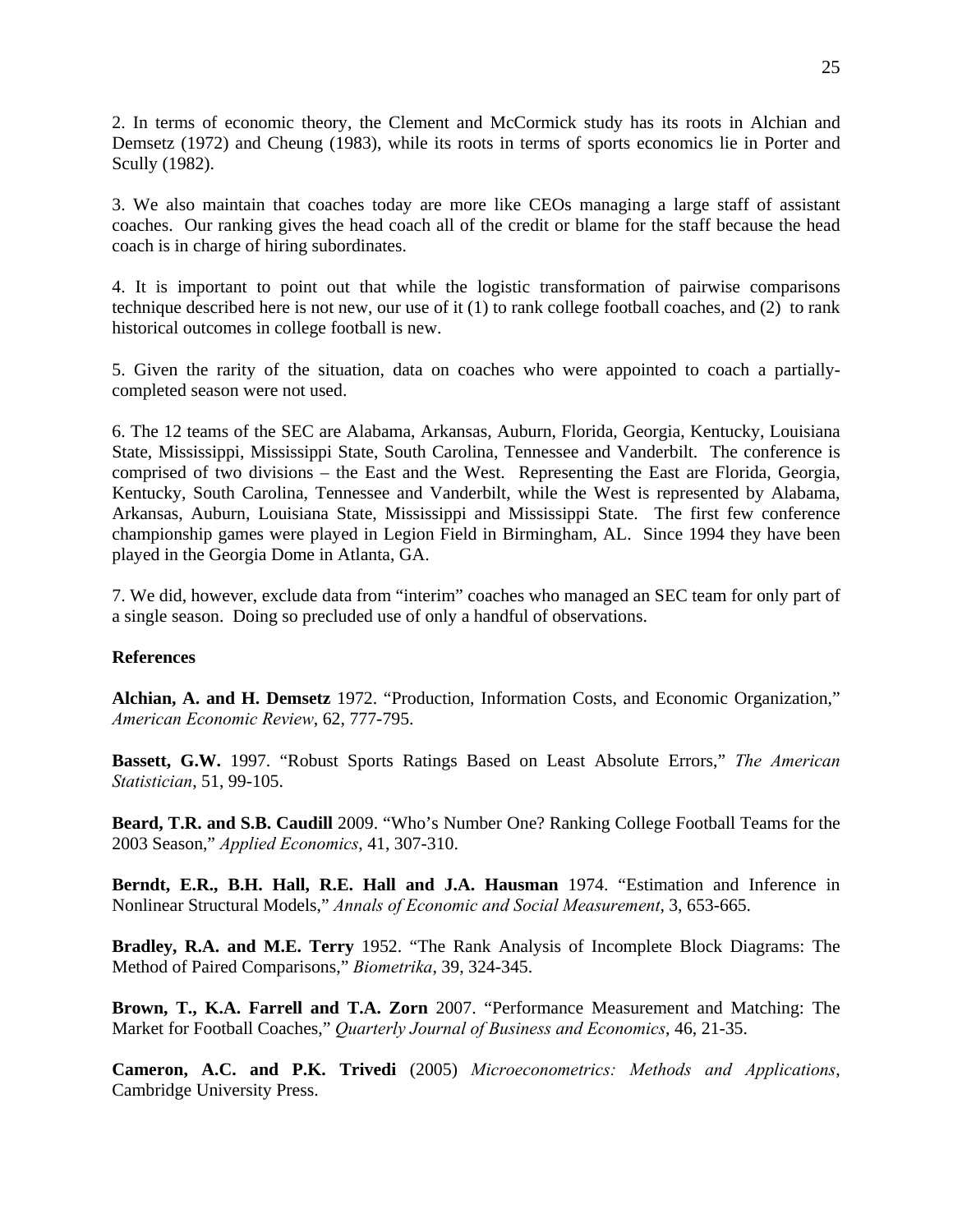2. In terms of economic theory, the Clement and McCormick study has its roots in Alchian and Demsetz (1972) and Cheung (1983), while its roots in terms of sports economics lie in Porter and Scully (1982).

3. We also maintain that coaches today are more like CEOs managing a large staff of assistant coaches. Our ranking gives the head coach all of the credit or blame for the staff because the head coach is in charge of hiring subordinates.

4. It is important to point out that while the logistic transformation of pairwise comparisons technique described here is not new, our use of it (1) to rank college football coaches, and (2) to rank historical outcomes in college football is new.

5. Given the rarity of the situation, data on coaches who were appointed to coach a partially-completed season were not used.

6. The 12 teams of the SEC are Alabama, Arkansas, Auburn, Florida, Georgia, Kentucky, Louisiana State, Mississippi, Mississippi State, South Carolina, Tennessee and Vanderbilt. The conference is comprised of two divisions – the East and the West. Representing the East are Florida, Georgia, Kentucky, South Carolina, Tennessee and Vanderbilt, while the West is represented by Alabama, Arkansas, Auburn, Louisiana State, Mississippi and Mississippi State. The first few conference championship games were played in Legion Field in Birmingham, AL. Since 1994 they have been played in the Georgia Dome in Atlanta, GA.

7. We did, however, exclude data from "interim" coaches who managed an SEC team for only part of a single season. Doing so precluded use of only a handful of observations.

**References**

**Alchian, A. and H. Demsetz** 1972. "Production, Information Costs, and Economic Organization," *American Economic Review*, 62, 777-795.

**Bassett, G.W.** 1997. "Robust Sports Ratings Based on Least Absolute Errors," *The American Statistician*, 51, 99-105.

**Beard, T.R. and S.B. Caudill** 2009. "Who's Number One? Ranking College Football Teams for the 2003 Season," *Applied Economics*, 41, 307-310.

**Berndt, E.R., B.H. Hall, R.E. Hall and J.A. Hausman** 1974. "Estimation and Inference in Nonlinear Structural Models," *Annals of Economic and Social Measurement*, 3, 653-665.

**Bradley, R.A. and M.E. Terry** 1952. "The Rank Analysis of Incomplete Block Diagrams: The Method of Paired Comparisons," *Biometrika*, 39, 324-345.

**Brown, T., K.A. Farrell and T.A. Zorn** 2007. "Performance Measurement and Matching: The Market for Football Coaches," *Quarterly Journal of Business and Economics*, 46, 21-35.

**Cameron, A.C. and P.K. Trivedi** (2005) *Microeconometrics: Methods and Applications*, Cambridge University Press.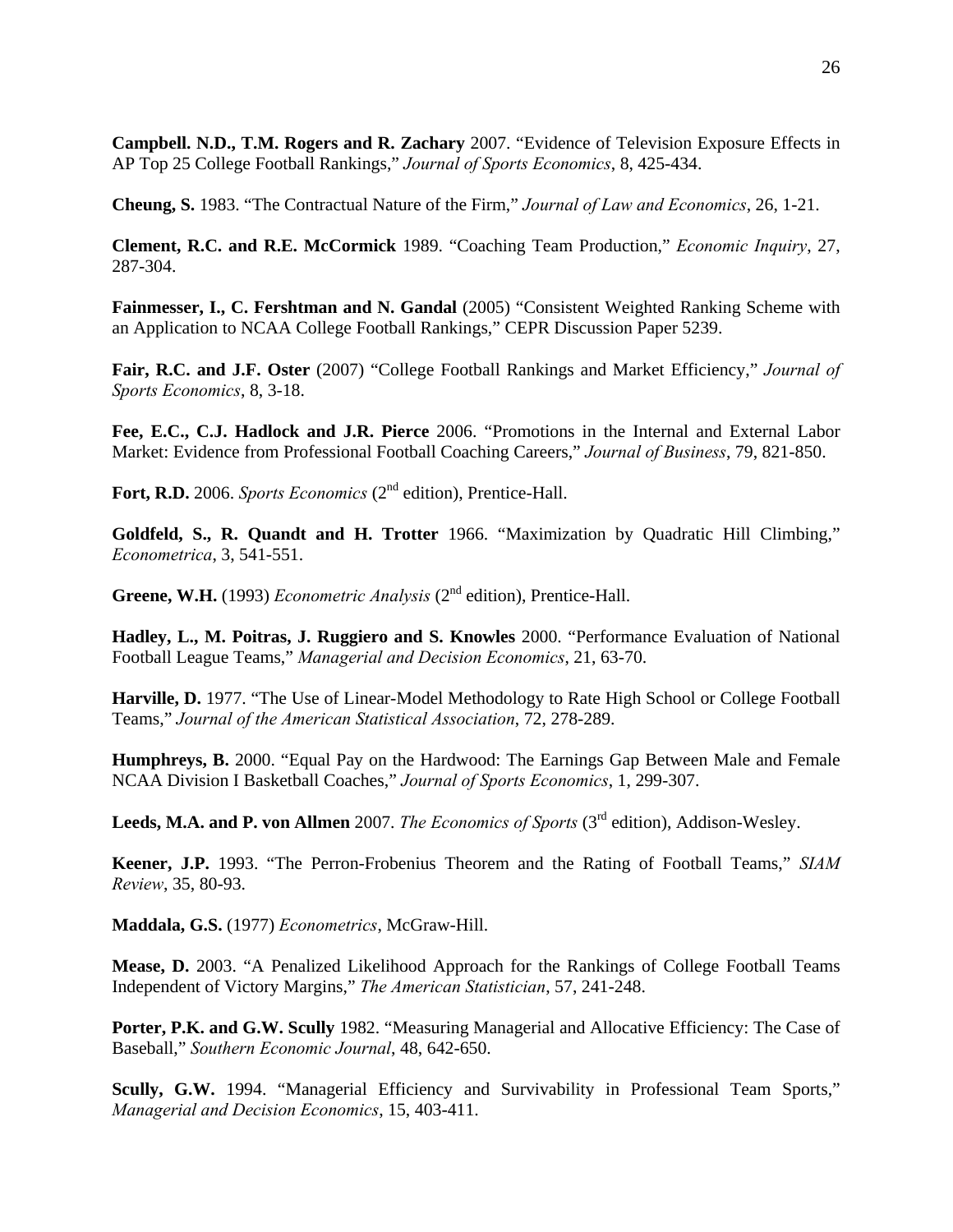**Campbell. N.D., T.M. Rogers and R. Zachary** 2007. "Evidence of Television Exposure Effects in AP Top 25 College Football Rankings," *Journal of Sports Economics*, 8, 425-434.

**Cheung, S.** 1983. "The Contractual Nature of the Firm," *Journal of Law and Economics*, 26, 1-21.

**Clement, R.C. and R.E. McCormick** 1989. "Coaching Team Production," *Economic Inquiry*, 27, 287-304.

**Fainmesser, I., C. Fershtman and N. Gandal** (2005) "Consistent Weighted Ranking Scheme with an Application to NCAA College Football Rankings," CEPR Discussion Paper 5239.

**Fair, R.C. and J.F. Oster** (2007) "College Football Rankings and Market Efficiency," *Journal of Sports Economics*, 8, 3-18.

**Fee, E.C., C.J. Hadlock and J.R. Pierce** 2006. "Promotions in the Internal and External Labor Market: Evidence from Professional Football Coaching Careers," *Journal of Business*, 79, 821-850.

**Fort, R.D.** 2006. *Sports Economics* (2nd edition), Prentice-Hall.

**Goldfeld, S., R. Quandt and H. Trotter** 1966. "Maximization by Quadratic Hill Climbing," *Econometrica*, 3, 541-551.

**Greene, W.H.** (1993) *Econometric Analysis* (2nd edition), Prentice-Hall.

**Hadley, L., M. Poitras, J. Ruggiero and S. Knowles** 2000. "Performance Evaluation of National Football League Teams," *Managerial and Decision Economics*, 21, 63-70.

**Harville, D.** 1977. "The Use of Linear-Model Methodology to Rate High School or College Football Teams," *Journal of the American Statistical Association*, 72, 278-289.

**Humphreys, B.** 2000. "Equal Pay on the Hardwood: The Earnings Gap Between Male and Female NCAA Division I Basketball Coaches," *Journal of Sports Economics*, 1, 299-307.

**Leeds, M.A. and P. von Allmen** 2007. *The Economics of Sports* (3rd edition), Addison-Wesley.

**Keener, J.P.** 1993. "The Perron-Frobenius Theorem and the Rating of Football Teams," *SIAM Review*, 35, 80-93.

**Maddala, G.S.** (1977) *Econometrics*, McGraw-Hill.

**Mease, D.** 2003. "A Penalized Likelihood Approach for the Rankings of College Football Teams Independent of Victory Margins," *The American Statistician*, 57, 241-248.

**Porter, P.K. and G.W. Scully** 1982. "Measuring Managerial and Allocative Efficiency: The Case of Baseball," *Southern Economic Journal*, 48, 642-650.

**Scully, G.W.** 1994. "Managerial Efficiency and Survivability in Professional Team Sports," *Managerial and Decision Economics*, 15, 403-411.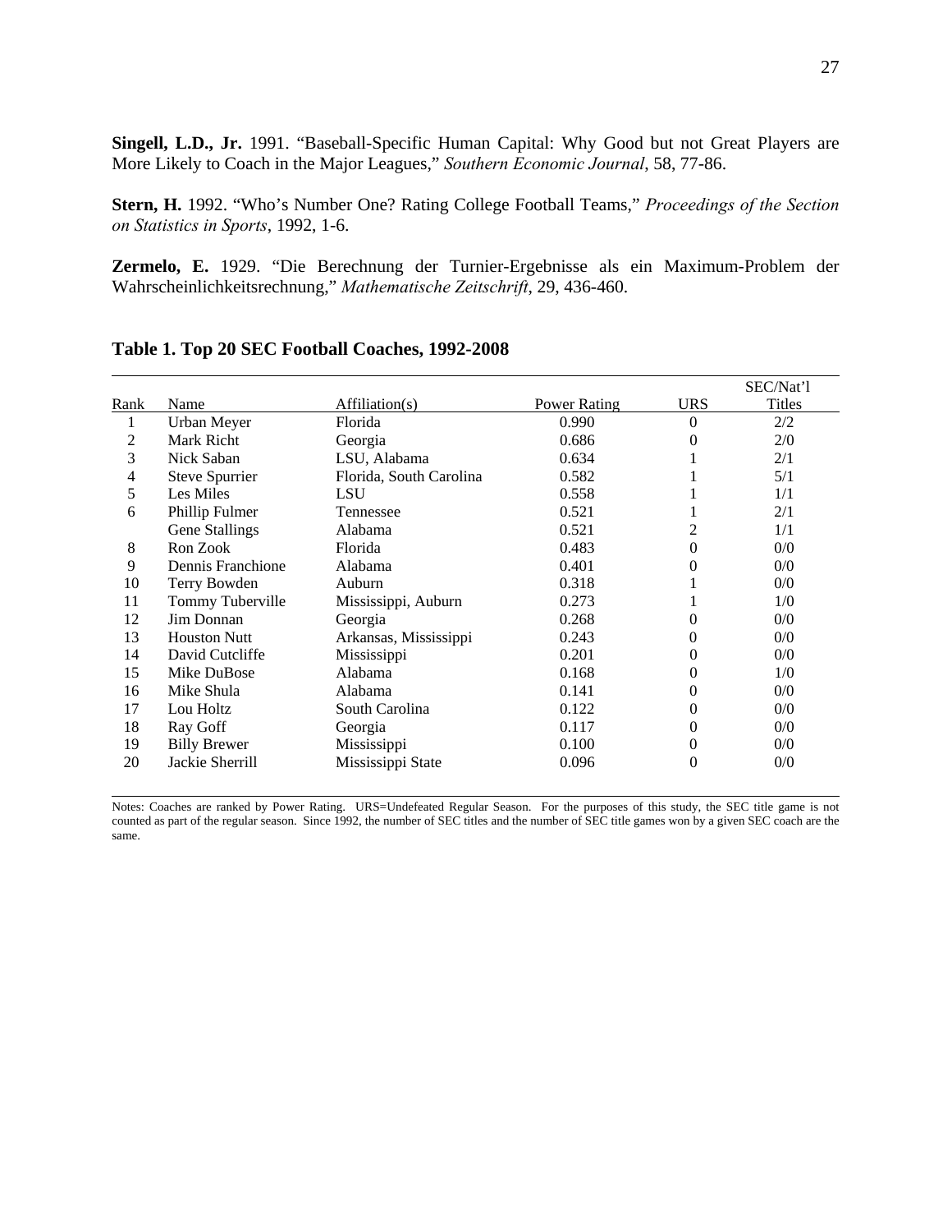**Singell, L.D., Jr.** 1991. "Baseball-Specific Human Capital: Why Good but not Great Players are More Likely to Coach in the Major Leagues," *Southern Economic Journal*, 58, 77-86.

**Stern, H.** 1992. "Who's Number One? Rating College Football Teams," *Proceedings of the Section on Statistics in Sports*, 1992, 1-6.

**Zermelo, E.** 1929. "Die Berechnung der Turnier-Ergebnisse als ein Maximum-Problem der Wahrscheinlichkeitsrechnung," *Mathematische Zeitschrift*, 29, 436-460.

**Table 1. Top 20 SEC Football Coaches, 1992-2008**

| Rank | Name | Affiliation(s) | Power Rating | URS | SEC/Nat'l Titles |
|---|---|---|---|---|---|
| 1 | Urban Meyer | Florida | 0.990 | 0 | 2/2 |
| 2 | Mark Richt | Georgia | 0.686 | 0 | 2/0 |
| 3 | Nick Saban | LSU, Alabama | 0.634 | 1 | 2/1 |
| 4 | Steve Spurrier | Florida, South Carolina | 0.582 | 1 | 5/1 |
| 5 | Les Miles | LSU | 0.558 | 1 | 1/1 |
| 6 | Phillip Fulmer | Tennessee | 0.521 | 1 | 2/1 |
| | Gene Stallings | Alabama | 0.521 | 2 | 1/1 |
| 8 | Ron Zook | Florida | 0.483 | 0 | 0/0 |
| 9 | Dennis Franchione | Alabama | 0.401 | 0 | 0/0 |
| 10 | Terry Bowden | Auburn | 0.318 | 1 | 0/0 |
| 11 | Tommy Tuberville | Mississippi, Auburn | 0.273 | 1 | 1/0 |
| 12 | Jim Donnan | Georgia | 0.268 | 0 | 0/0 |
| 13 | Houston Nutt | Arkansas, Mississippi | 0.243 | 0 | 0/0 |
| 14 | David Cutcliffe | Mississippi | 0.201 | 0 | 0/0 |
| 15 | Mike DuBose | Alabama | 0.168 | 0 | 1/0 |
| 16 | Mike Shula | Alabama | 0.141 | 0 | 0/0 |
| 17 | Lou Holtz | South Carolina | 0.122 | 0 | 0/0 |
| 18 | Ray Goff | Georgia | 0.117 | 0 | 0/0 |
| 19 | Billy Brewer | Mississippi | 0.100 | 0 | 0/0 |
| 20 | Jackie Sherrill | Mississippi State | 0.096 | 0 | 0/0 |

Notes: Coaches are ranked by Power Rating. URS=Undefeated Regular Season. For the purposes of this study, the SEC title game is not counted as part of the regular season. Since 1992, the number of SEC titles and the number of SEC title games won by a given SEC coach are the same.